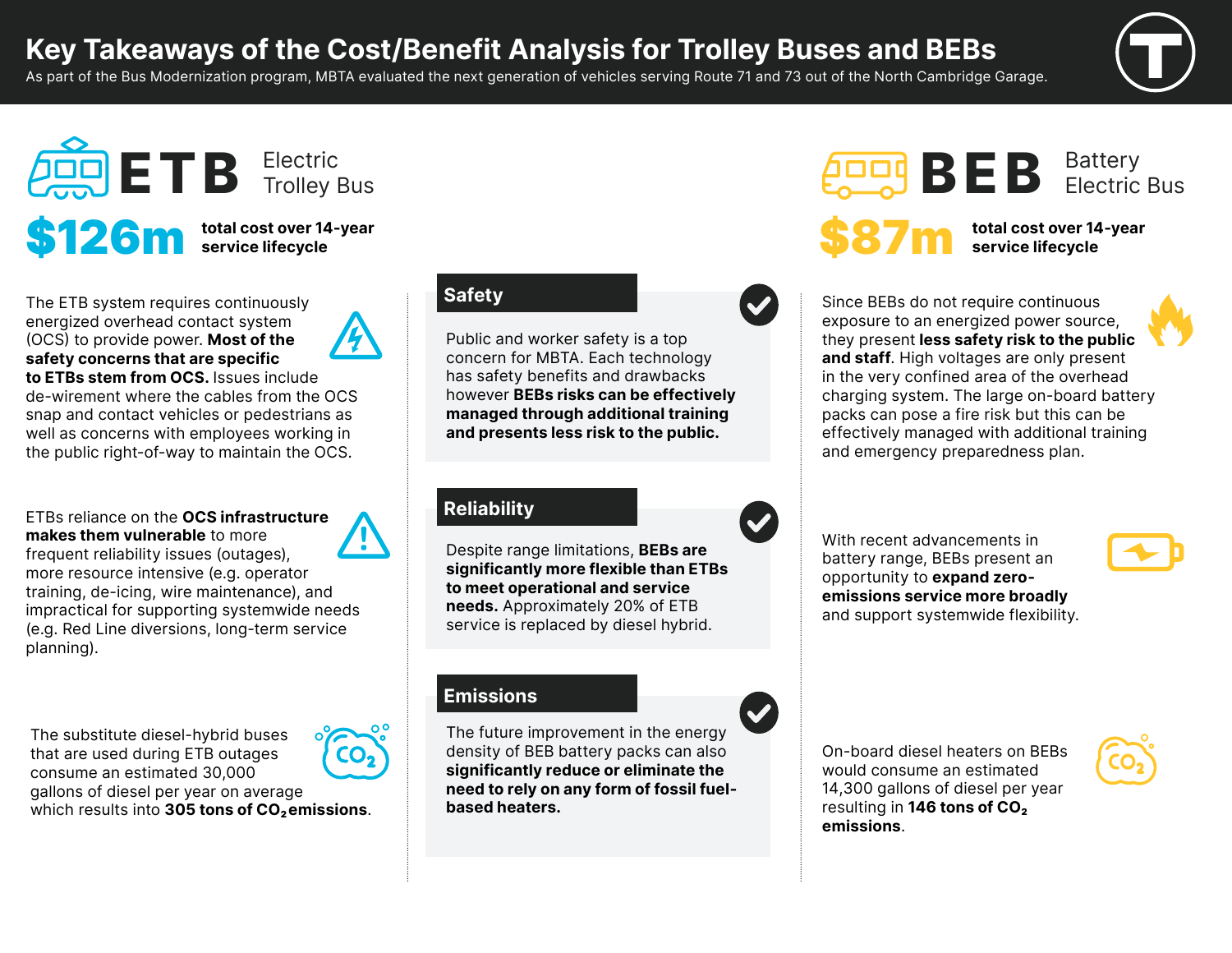# Key Takeaways of the Cost/Benefit Analysis for Trolley Buses and BEBs

As part of the Bus Modernization program, MBTA evaluated the next generation of vehicles serving Route 71 and 73 out of the North Cambridge Garage.

## ETB Electric Trolley Bus

**$126m** total cost over 14-year service lifecycle

The ETB system requires continuously energized overhead contact system (OCS) to provide power. **Most of the safety concerns that are specific to ETBs stem from OCS.** Issues include de-wirement where the cables from the OCS snap and contact vehicles or pedestrians as well as concerns with employees working in the public right-of-way to maintain the OCS.

ETBs reliance on the **OCS infrastructure makes them vulnerable** to more frequent reliability issues (outages), more resource intensive (e.g. operator training, de-icing, wire maintenance), and impractical for supporting systemwide needs (e.g. Red Line diversions, long-term service planning).

The substitute diesel-hybrid buses that are used during ETB outages consume an estimated 30,000 gallons of diesel per year on average which results into **305 tons of $CO_2$ emissions**.

## Safety

Public and worker safety is a top concern for MBTA. Each technology has safety benefits and drawbacks however **BEBs risks can be effectively managed through additional training and presents less risk to the public.**

## Reliability

Despite range limitations, **BEBs are significantly more flexible than ETBs to meet operational and service needs.** Approximately 20% of ETB service is replaced by diesel hybrid.

## Emissions

The future improvement in the energy density of BEB battery packs can also **significantly reduce or eliminate the need to rely on any form of fossil fuel-based heaters.**

## BEB Battery Electric Bus

**$87m** total cost over 14-year service lifecycle

Since BEBs do not require continuous exposure to an energized power source, they present **less safety risk to the public and staff**. High voltages are only present in the very confined area of the overhead charging system. The large on-board battery packs can pose a fire risk but this can be effectively managed with additional training and emergency preparedness plan.

With recent advancements in battery range, BEBs present an opportunity to **expand zero-emissions service more broadly** and support systemwide flexibility.

On-board diesel heaters on BEBs would consume an estimated 14,300 gallons of diesel per year resulting in **146 tons of $CO_2$ emissions**.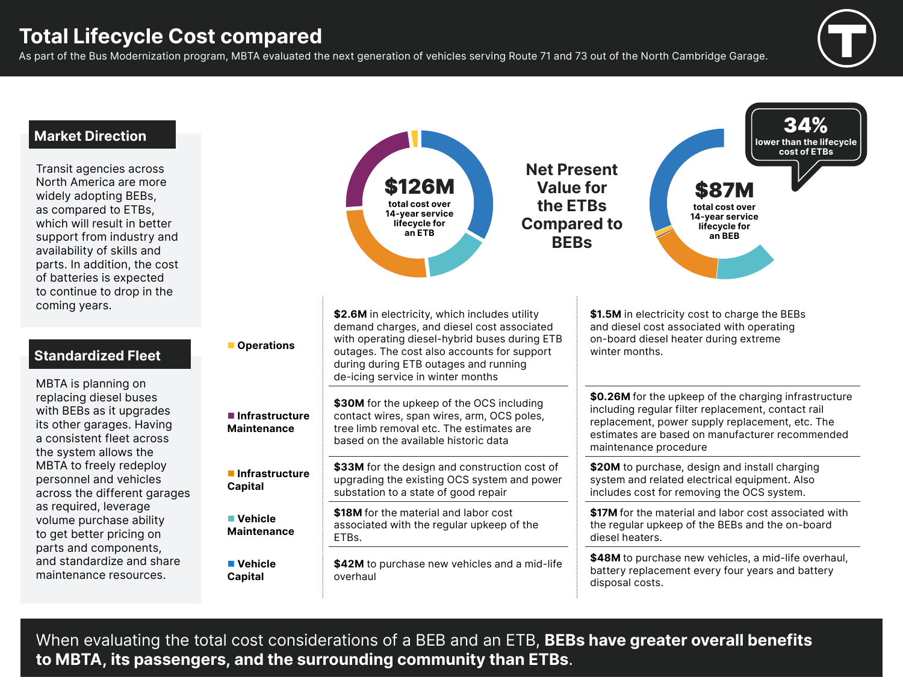# Total Lifecycle Cost compared

As part of the Bus Modernization program, MBTA evaluated the next generation of vehicles serving Route 71 and 73 out of the North Cambridge Garage.

## Market Direction

Transit agencies across North America are more widely adopting BEBs, as compared to ETBs, which will result in better support from industry and availability of skills and parts. In addition, the cost of batteries is expected to continue to drop in the coming years.

## Standardized Fleet

MBTA is planning on replacing diesel buses with BEBs as it upgrades its other garages. Having a consistent fleet across the system allows the MBTA to freely redeploy personnel and vehicles across the different garages as required, leverage volume purchase ability to get better pricing on parts and components, and standardize and share maintenance resources.

## Net Present Value for the ETBs Compared to BEBs

**$126M** total cost over 14-year service lifecycle for an ETB

**$87M** total cost over 14-year service lifecycle for an BEB

**34%** lower than the lifecycle cost of ETBs

| | ETB | BEB |
|---|---|---|
| **Operations** | **$2.6M** in electricity, which includes utility demand charges, and diesel cost associated with operating diesel-hybrid buses during ETB outages. The cost also accounts for support during during ETB outages and running de-icing service in winter months | **$1.5M** in electricity cost to charge the BEBs and diesel cost associated with operating on-board diesel heater during extreme winter months. |
| **Infrastructure Maintenance** | **$30M** for the upkeep of the OCS including contact wires, span wires, arm, OCS poles, tree limb removal etc. The estimates are based on the available historic data | **$0.26M** for the upkeep of the charging infrastructure including regular filter replacement, contact rail replacement, power supply replacement, etc. The estimates are based on manufacturer recommended maintenance procedure |
| **Infrastructure Capital** | **$33M** for the design and construction cost of upgrading the existing OCS system and power substation to a state of good repair | **$20M** to purchase, design and install charging system and related electrical equipment. Also includes cost for removing the OCS system. |
| **Vehicle Maintenance** | **$18M** for the material and labor cost associated with the regular upkeep of the ETBs. | **$17M** for the material and labor cost associated with the regular upkeep of the BEBs and the on-board diesel heaters. |
| **Vehicle Capital** | **$42M** to purchase new vehicles and a mid-life overhaul | **$48M** to purchase new vehicles, a mid-life overhaul, battery replacement every four years and battery disposal costs. |

When evaluating the total cost considerations of a BEB and an ETB, **BEBs have greater overall benefits to MBTA, its passengers, and the surrounding community than ETBs.**